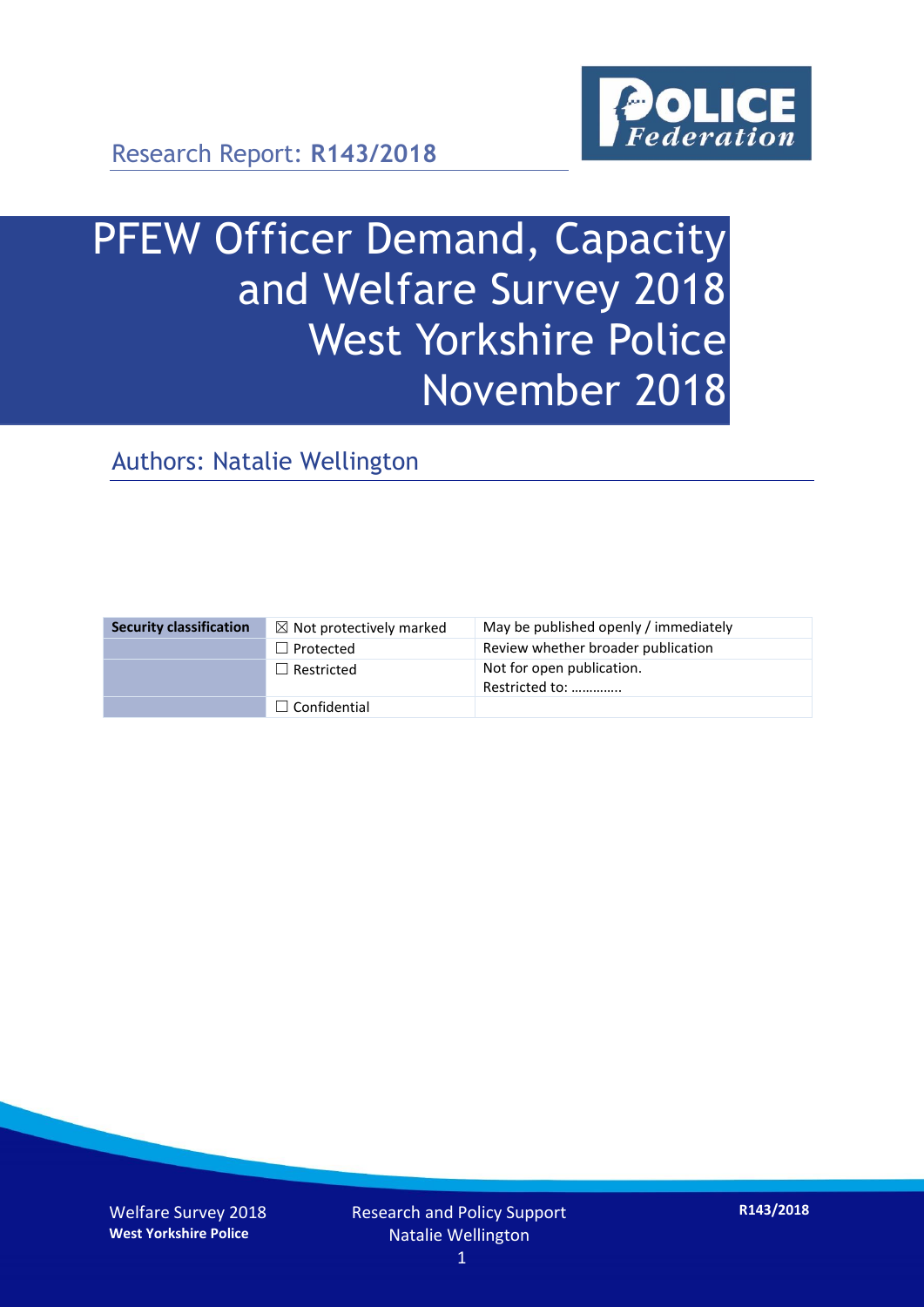Research Report: **R143/2018**

# PFEW Officer Demand, Capacity and Welfare Survey 2018 West Yorkshire Police November 2018

## Authors: Natalie Wellington

| Security classification | ☒ Not protectively marked | May be published openly / immediately |
|---|---|---|
| | ☐ Protected | Review whether broader publication |
| | ☐ Restricted | Not for open publication. Restricted to: ………….. |
| | ☐ Confidential | |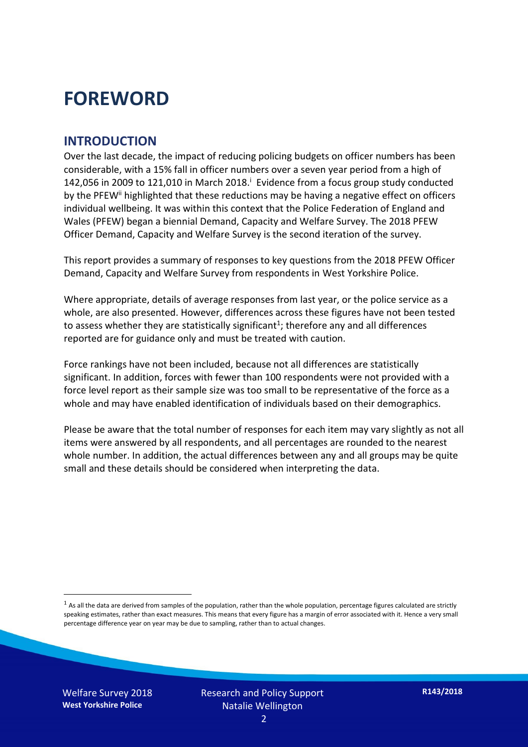# FOREWORD

## INTRODUCTION

Over the last decade, the impact of reducing policing budgets on officer numbers has been considerable, with a 15% fall in officer numbers over a seven year period from a high of 142,056 in 2009 to 121,010 in March 2018.[i] Evidence from a focus group study conducted by the PFEW[ii] highlighted that these reductions may be having a negative effect on officers individual wellbeing. It was within this context that the Police Federation of England and Wales (PFEW) began a biennial Demand, Capacity and Welfare Survey. The 2018 PFEW Officer Demand, Capacity and Welfare Survey is the second iteration of the survey.

This report provides a summary of responses to key questions from the 2018 PFEW Officer Demand, Capacity and Welfare Survey from respondents in West Yorkshire Police.

Where appropriate, details of average responses from last year, or the police service as a whole, are also presented. However, differences across these figures have not been tested to assess whether they are statistically significant[1]; therefore any and all differences reported are for guidance only and must be treated with caution.

Force rankings have not been included, because not all differences are statistically significant. In addition, forces with fewer than 100 respondents were not provided with a force level report as their sample size was too small to be representative of the force as a whole and may have enabled identification of individuals based on their demographics.

Please be aware that the total number of responses for each item may vary slightly as not all items were answered by all respondents, and all percentages are rounded to the nearest whole number. In addition, the actual differences between any and all groups may be quite small and these details should be considered when interpreting the data.

[1] As all the data are derived from samples of the population, rather than the whole population, percentage figures calculated are strictly speaking estimates, rather than exact measures. This means that every figure has a margin of error associated with it. Hence a very small percentage difference year on year may be due to sampling, rather than to actual changes.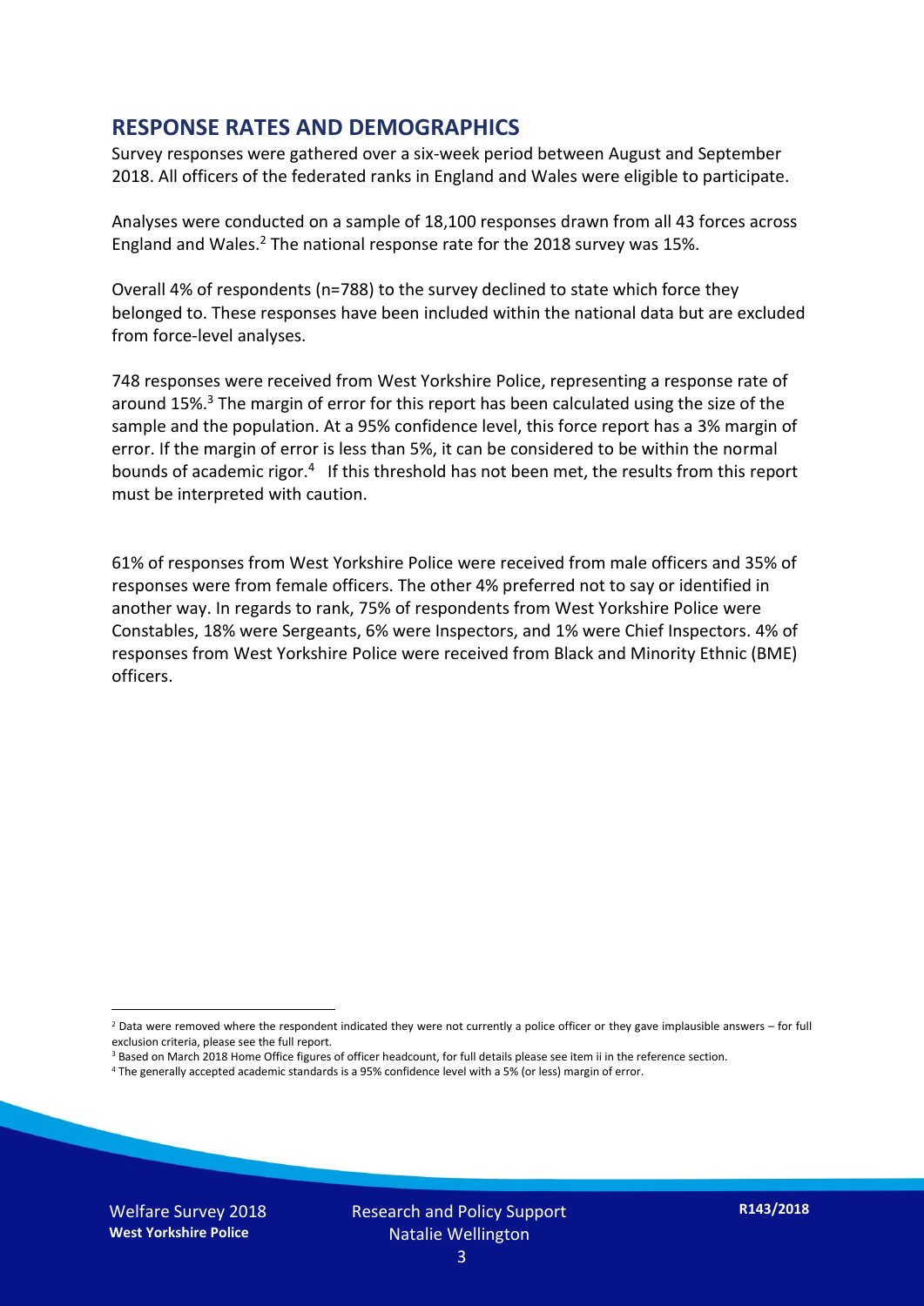## RESPONSE RATES AND DEMOGRAPHICS

Survey responses were gathered over a six-week period between August and September 2018. All officers of the federated ranks in England and Wales were eligible to participate.

Analyses were conducted on a sample of 18,100 responses drawn from all 43 forces across England and Wales.[2] The national response rate for the 2018 survey was 15%.

Overall 4% of respondents (n=788) to the survey declined to state which force they belonged to. These responses have been included within the national data but are excluded from force-level analyses.

748 responses were received from West Yorkshire Police, representing a response rate of around 15%.[3] The margin of error for this report has been calculated using the size of the sample and the population. At a 95% confidence level, this force report has a 3% margin of error. If the margin of error is less than 5%, it can be considered to be within the normal bounds of academic rigor.[4] If this threshold has not been met, the results from this report must be interpreted with caution.

61% of responses from West Yorkshire Police were received from male officers and 35% of responses were from female officers. The other 4% preferred not to say or identified in another way. In regards to rank, 75% of respondents from West Yorkshire Police were Constables, 18% were Sergeants, 6% were Inspectors, and 1% were Chief Inspectors. 4% of responses from West Yorkshire Police were received from Black and Minority Ethnic (BME) officers.

---

[2] Data were removed where the respondent indicated they were not currently a police officer or they gave implausible answers – for full exclusion criteria, please see the full report.

[3] Based on March 2018 Home Office figures of officer headcount, for full details please see item ii in the reference section.

[4] The generally accepted academic standards is a 95% confidence level with a 5% (or less) margin of error.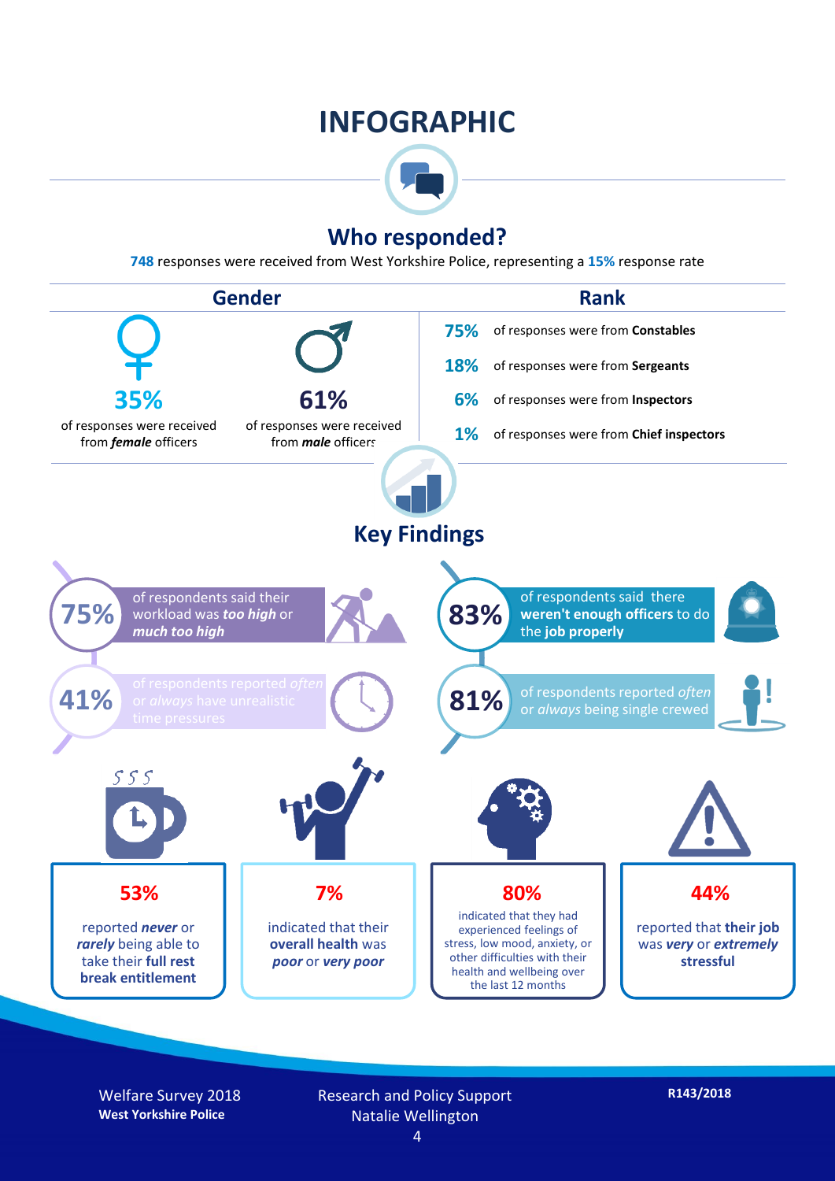# INFOGRAPHIC

## Who responded?

**748** responses were received from West Yorkshire Police, representing a **15%** response rate

### Gender

**35%** of responses were received from ***female*** officers

**61%** of responses were received from ***male*** officers

### Rank

**75%** of responses were from **Constables**

**18%** of responses were from **Sergeants**

**6%** of responses were from **Inspectors**

**1%** of responses were from **Chief inspectors**

## Key Findings

**75%** of respondents said their workload was ***too high*** or ***much too high***

**41%** of respondents reported *often* or *always* have unrealistic time pressures

**83%** of respondents said there **weren't enough officers** to do the **job properly**

**81%** of respondents reported *often* or *always* being single crewed

**53%** reported ***never*** or ***rarely*** being able to take their **full rest break entitlement**

**7%** indicated that their **overall health** was ***poor*** or ***very poor***

**80%** indicated that they had experienced feelings of stress, low mood, anxiety, or other difficulties with their health and wellbeing over the last 12 months

**44%** reported that **their job** was ***very*** or ***extremely*** **stressful**

Welfare Survey 2018
**West Yorkshire Police**

Research and Policy Support
Natalie Wellington

**R143/2018**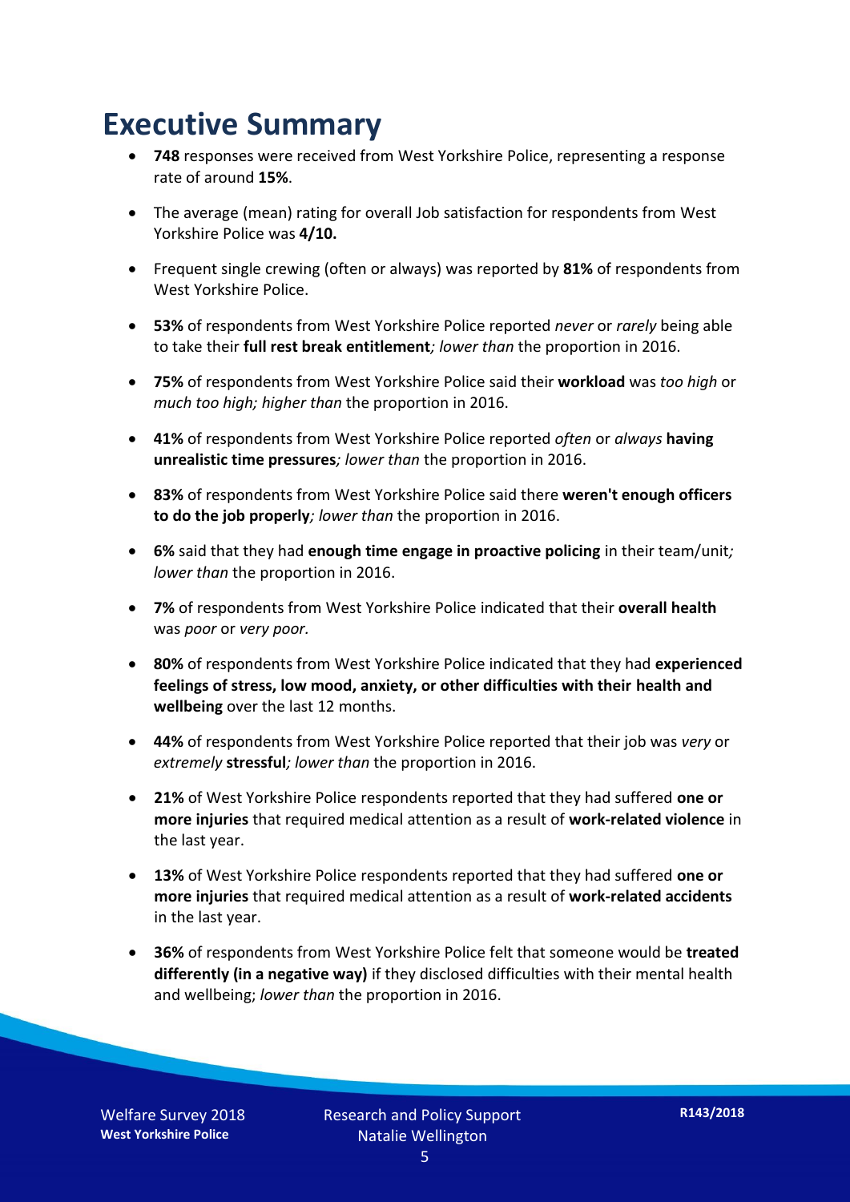# Executive Summary

- **748** responses were received from West Yorkshire Police, representing a response rate of around **15%**.
- The average (mean) rating for overall Job satisfaction for respondents from West Yorkshire Police was **4/10.**
- Frequent single crewing (often or always) was reported by **81%** of respondents from West Yorkshire Police.
- **53%** of respondents from West Yorkshire Police reported *never* or *rarely* being able to take their **full rest break entitlement***; lower than* the proportion in 2016.
- **75%** of respondents from West Yorkshire Police said their **workload** was *too high* or *much too high; higher than* the proportion in 2016.
- **41%** of respondents from West Yorkshire Police reported *often* or *always* **having unrealistic time pressures***; lower than* the proportion in 2016.
- **83%** of respondents from West Yorkshire Police said there **weren't enough officers to do the job properly***; lower than* the proportion in 2016.
- **6%** said that they had **enough time engage in proactive policing** in their team/unit*; lower than* the proportion in 2016.
- **7%** of respondents from West Yorkshire Police indicated that their **overall health** was *poor* or *very poor.*
- **80%** of respondents from West Yorkshire Police indicated that they had **experienced feelings of stress, low mood, anxiety, or other difficulties with their health and wellbeing** over the last 12 months.
- **44%** of respondents from West Yorkshire Police reported that their job was *very* or *extremely* **stressful***; lower than* the proportion in 2016.
- **21%** of West Yorkshire Police respondents reported that they had suffered **one or more injuries** that required medical attention as a result of **work-related violence** in the last year.
- **13%** of West Yorkshire Police respondents reported that they had suffered **one or more injuries** that required medical attention as a result of **work-related accidents** in the last year.
- **36%** of respondents from West Yorkshire Police felt that someone would be **treated differently (in a negative way)** if they disclosed difficulties with their mental health and wellbeing; *lower than* the proportion in 2016.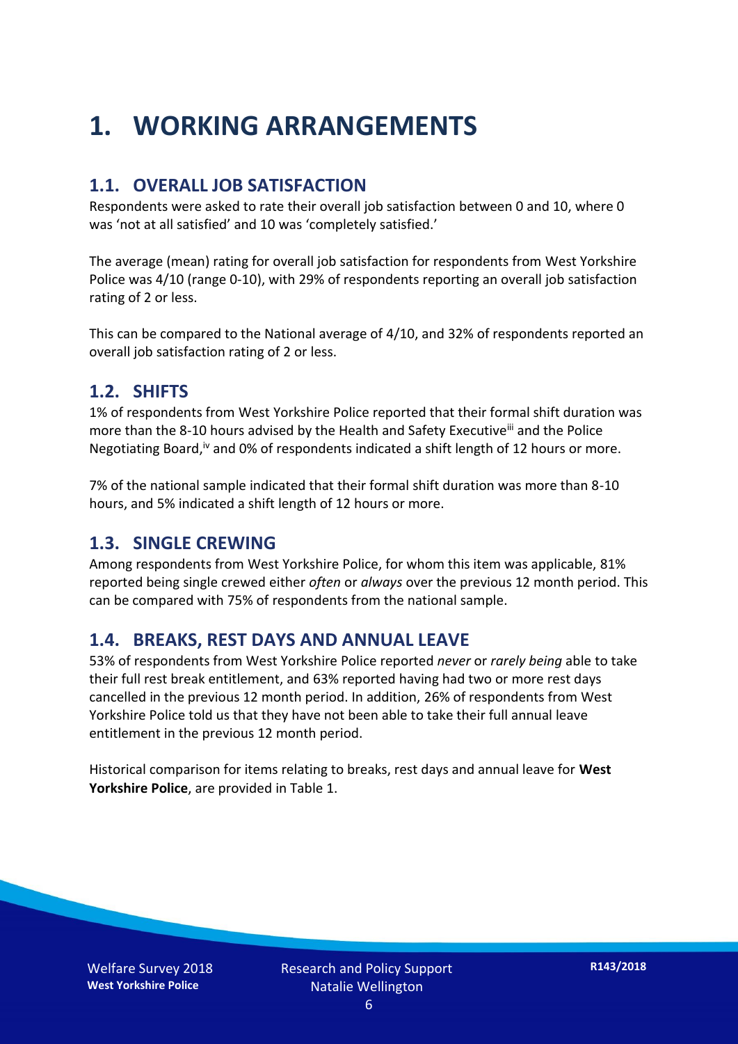# 1. WORKING ARRANGEMENTS

## 1.1. OVERALL JOB SATISFACTION

Respondents were asked to rate their overall job satisfaction between 0 and 10, where 0 was 'not at all satisfied' and 10 was 'completely satisfied.'

The average (mean) rating for overall job satisfaction for respondents from West Yorkshire Police was 4/10 (range 0-10), with 29% of respondents reporting an overall job satisfaction rating of 2 or less.

This can be compared to the National average of 4/10, and 32% of respondents reported an overall job satisfaction rating of 2 or less.

## 1.2. SHIFTS

1% of respondents from West Yorkshire Police reported that their formal shift duration was more than the 8-10 hours advised by the Health and Safety Executive[iii] and the Police Negotiating Board,[iv] and 0% of respondents indicated a shift length of 12 hours or more.

7% of the national sample indicated that their formal shift duration was more than 8-10 hours, and 5% indicated a shift length of 12 hours or more.

## 1.3. SINGLE CREWING

Among respondents from West Yorkshire Police, for whom this item was applicable, 81% reported being single crewed either *often* or *always* over the previous 12 month period. This can be compared with 75% of respondents from the national sample.

## 1.4. BREAKS, REST DAYS AND ANNUAL LEAVE

53% of respondents from West Yorkshire Police reported *never* or *rarely being* able to take their full rest break entitlement, and 63% reported having had two or more rest days cancelled in the previous 12 month period. In addition, 26% of respondents from West Yorkshire Police told us that they have not been able to take their full annual leave entitlement in the previous 12 month period.

Historical comparison for items relating to breaks, rest days and annual leave for **West Yorkshire Police**, are provided in Table 1.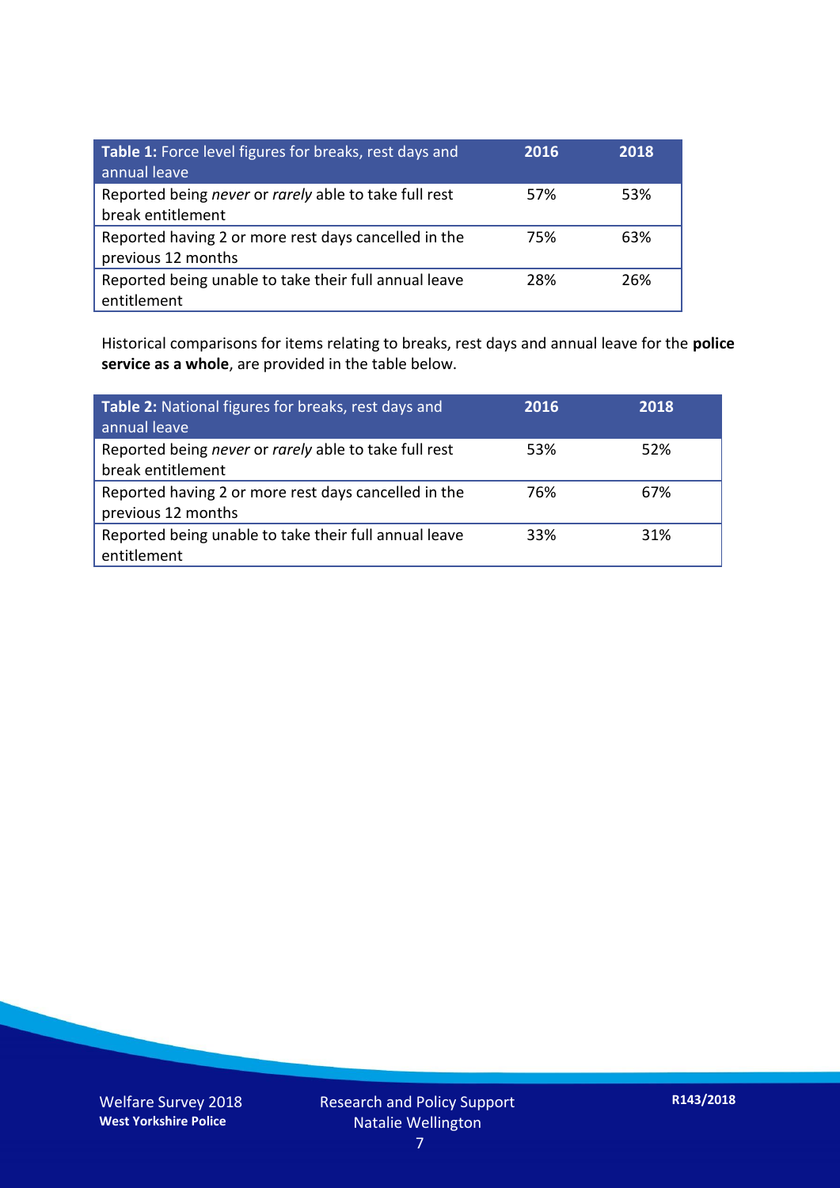| **Table 1:** Force level figures for breaks, rest days and annual leave | **2016** | **2018** |
|---|---|---|
| Reported being *never* or *rarely* able to take full rest break entitlement | 57% | 53% |
| Reported having 2 or more rest days cancelled in the previous 12 months | 75% | 63% |
| Reported being unable to take their full annual leave entitlement | 28% | 26% |

Historical comparisons for items relating to breaks, rest days and annual leave for the **police service as a whole**, are provided in the table below.

| **Table 2:** National figures for breaks, rest days and annual leave | **2016** | **2018** |
|---|---|---|
| Reported being *never* or *rarely* able to take full rest break entitlement | 53% | 52% |
| Reported having 2 or more rest days cancelled in the previous 12 months | 76% | 67% |
| Reported being unable to take their full annual leave entitlement | 33% | 31% |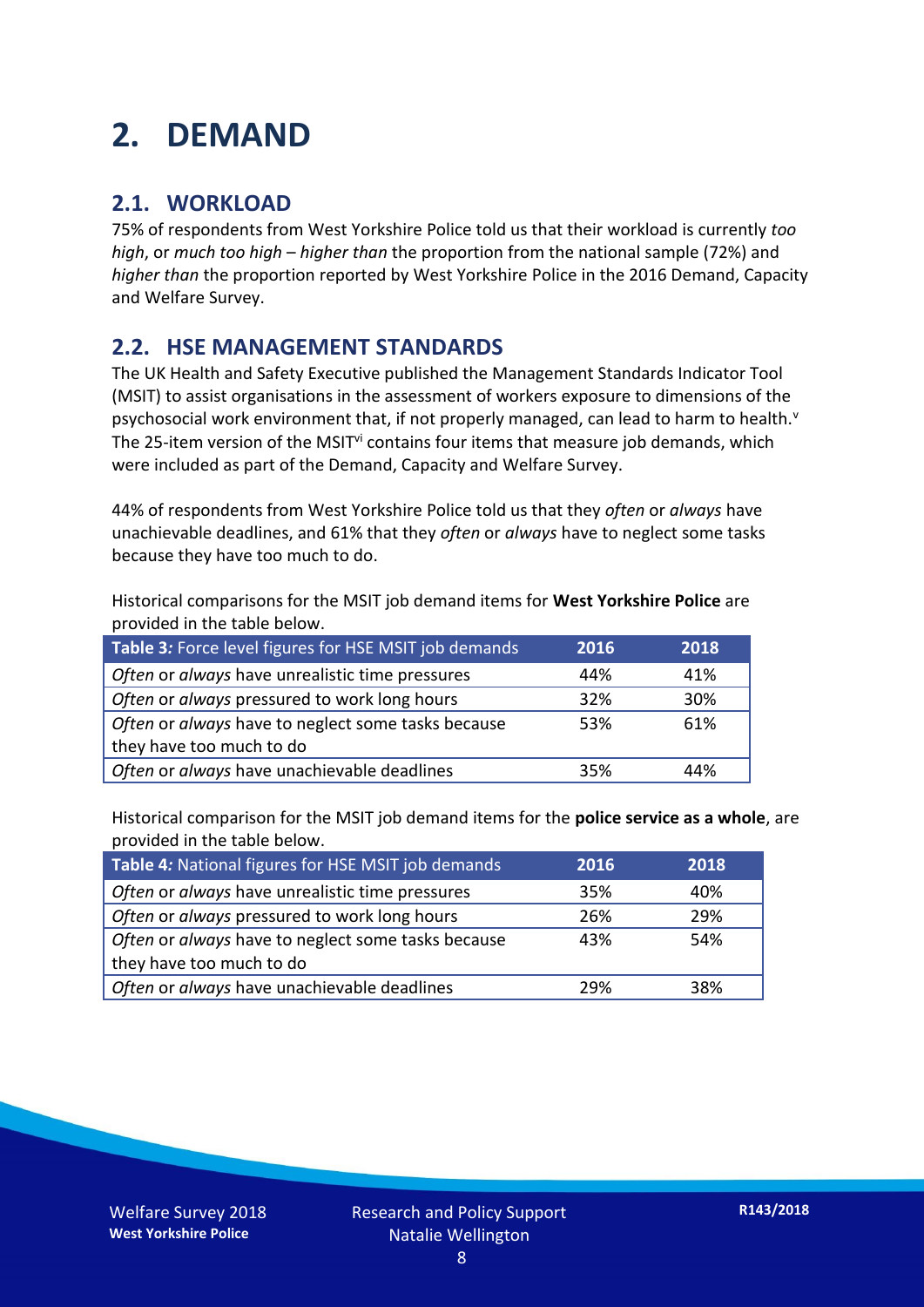# 2. DEMAND

## 2.1. WORKLOAD

75% of respondents from West Yorkshire Police told us that their workload is currently *too high*, or *much too high* – *higher than* the proportion from the national sample (72%) and *higher than* the proportion reported by West Yorkshire Police in the 2016 Demand, Capacity and Welfare Survey.

## 2.2. HSE MANAGEMENT STANDARDS

The UK Health and Safety Executive published the Management Standards Indicator Tool (MSIT) to assist organisations in the assessment of workers exposure to dimensions of the psychosocial work environment that, if not properly managed, can lead to harm to health.[v] The 25-item version of the MSIT[vi] contains four items that measure job demands, which were included as part of the Demand, Capacity and Welfare Survey.

44% of respondents from West Yorkshire Police told us that they *often* or *always* have unachievable deadlines, and 61% that they *often* or *always* have to neglect some tasks because they have too much to do.

Historical comparisons for the MSIT job demand items for **West Yorkshire Police** are provided in the table below.

| Table 3: Force level figures for HSE MSIT job demands | 2016 | 2018 |
|---|---|---|
| *Often* or *always* have unrealistic time pressures | 44% | 41% |
| *Often* or *always* pressured to work long hours | 32% | 30% |
| *Often* or *always* have to neglect some tasks because they have too much to do | 53% | 61% |
| *Often* or *always* have unachievable deadlines | 35% | 44% |

Historical comparison for the MSIT job demand items for the **police service as a whole**, are provided in the table below.

| Table 4: National figures for HSE MSIT job demands | 2016 | 2018 |
|---|---|---|
| *Often* or *always* have unrealistic time pressures | 35% | 40% |
| *Often* or *always* pressured to work long hours | 26% | 29% |
| *Often* or *always* have to neglect some tasks because they have too much to do | 43% | 54% |
| *Often* or *always* have unachievable deadlines | 29% | 38% |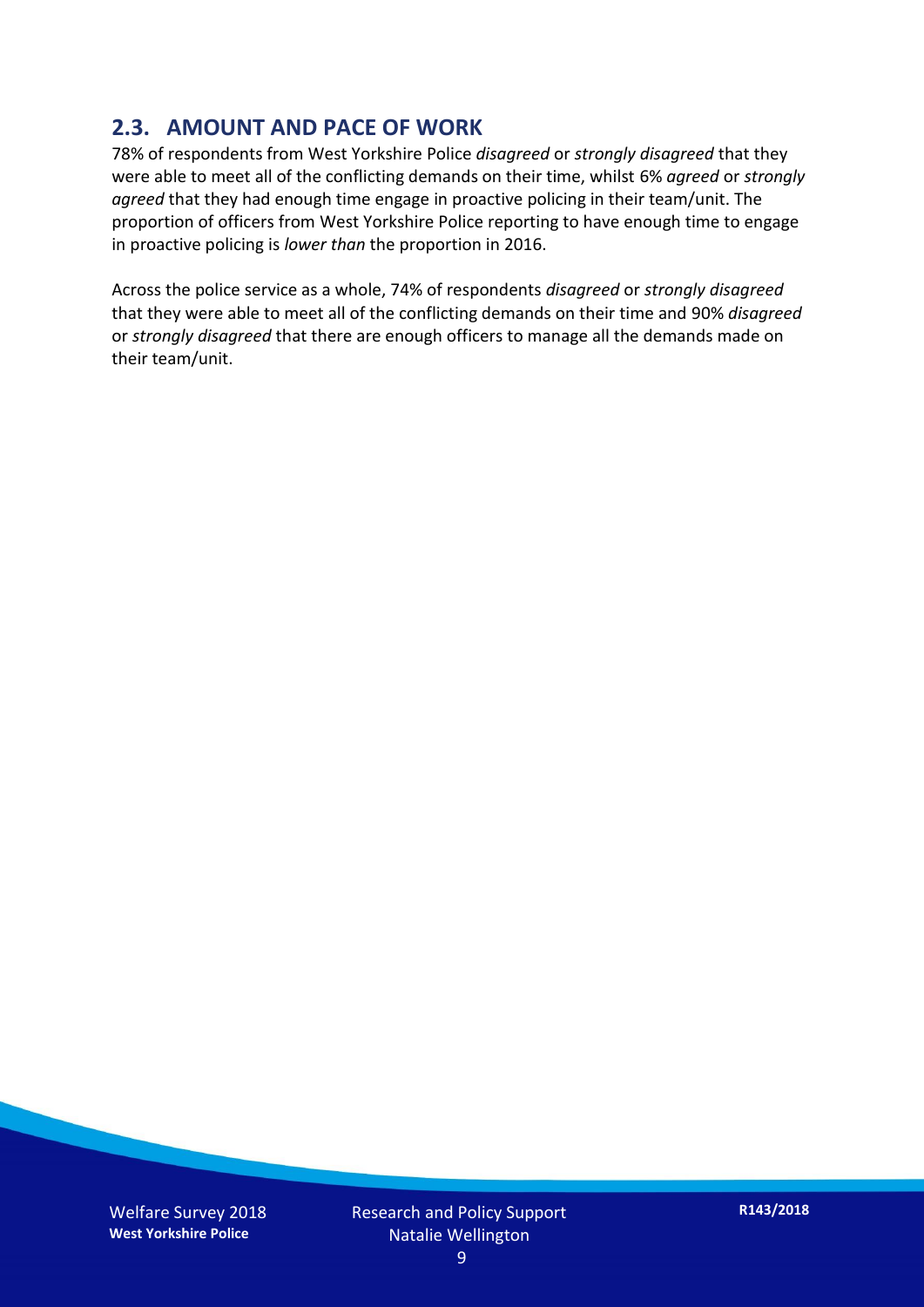## 2.3. AMOUNT AND PACE OF WORK

78% of respondents from West Yorkshire Police *disagreed* or *strongly disagreed* that they were able to meet all of the conflicting demands on their time, whilst 6% *agreed* or *strongly agreed* that they had enough time engage in proactive policing in their team/unit. The proportion of officers from West Yorkshire Police reporting to have enough time to engage in proactive policing is *lower than* the proportion in 2016.

Across the police service as a whole, 74% of respondents *disagreed* or *strongly disagreed* that they were able to meet all of the conflicting demands on their time and 90% *disagreed* or *strongly disagreed* that there are enough officers to manage all the demands made on their team/unit.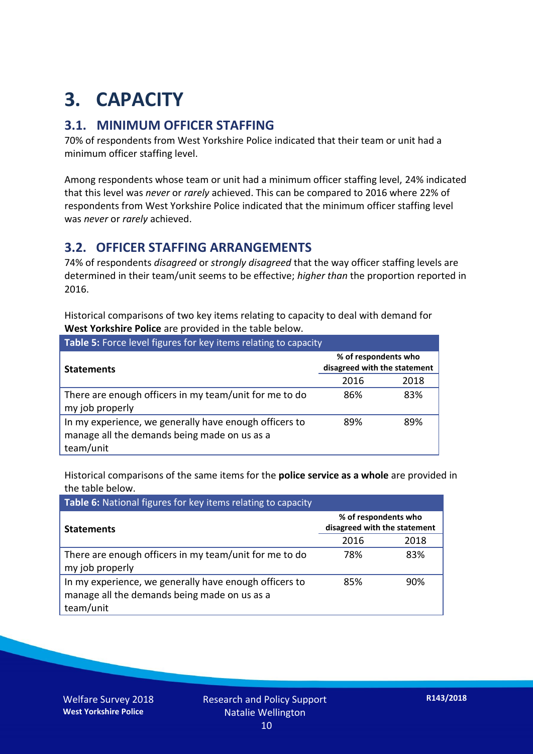# 3. CAPACITY

## 3.1. MINIMUM OFFICER STAFFING

70% of respondents from West Yorkshire Police indicated that their team or unit had a minimum officer staffing level.

Among respondents whose team or unit had a minimum officer staffing level, 24% indicated that this level was *never* or *rarely* achieved. This can be compared to 2016 where 22% of respondents from West Yorkshire Police indicated that the minimum officer staffing level was *never* or *rarely* achieved.

## 3.2. OFFICER STAFFING ARRANGEMENTS

74% of respondents *disagreed* or *strongly disagreed* that the way officer staffing levels are determined in their team/unit seems to be effective; *higher than* the proportion reported in 2016.

Historical comparisons of two key items relating to capacity to deal with demand for **West Yorkshire Police** are provided in the table below.

**Table 5:** Force level figures for key items relating to capacity

| Statements | % of respondents who disagreed with the statement | |
|---|---|---|
| | 2016 | 2018 |
| There are enough officers in my team/unit for me to do my job properly | 86% | 83% |
| In my experience, we generally have enough officers to manage all the demands being made on us as a team/unit | 89% | 89% |

Historical comparisons of the same items for the **police service as a whole** are provided in the table below.

**Table 6:** National figures for key items relating to capacity

| Statements | % of respondents who disagreed with the statement | |
|---|---|---|
| | 2016 | 2018 |
| There are enough officers in my team/unit for me to do my job properly | 78% | 83% |
| In my experience, we generally have enough officers to manage all the demands being made on us as a team/unit | 85% | 90% |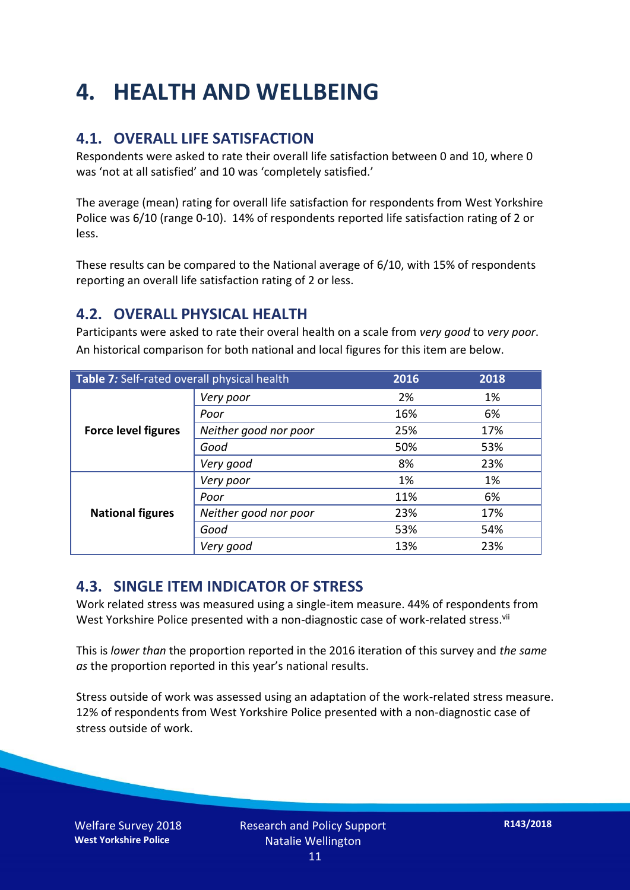# 4. HEALTH AND WELLBEING

## 4.1. OVERALL LIFE SATISFACTION

Respondents were asked to rate their overall life satisfaction between 0 and 10, where 0 was 'not at all satisfied' and 10 was 'completely satisfied.'

The average (mean) rating for overall life satisfaction for respondents from West Yorkshire Police was 6/10 (range 0-10). 14% of respondents reported life satisfaction rating of 2 or less.

These results can be compared to the National average of 6/10, with 15% of respondents reporting an overall life satisfaction rating of 2 or less.

## 4.2. OVERALL PHYSICAL HEALTH

Participants were asked to rate their overal health on a scale from *very good* to *very poor*. An historical comparison for both national and local figures for this item are below.

| **Table 7:** Self-rated overall physical health | | 2016 | 2018 |
|---|---|---|---|
| **Force level figures** | *Very poor* | 2% | 1% |
| | *Poor* | 16% | 6% |
| | *Neither good nor poor* | 25% | 17% |
| | *Good* | 50% | 53% |
| | *Very good* | 8% | 23% |
| **National figures** | *Very poor* | 1% | 1% |
| | *Poor* | 11% | 6% |
| | *Neither good nor poor* | 23% | 17% |
| | *Good* | 53% | 54% |
| | *Very good* | 13% | 23% |

## 4.3. SINGLE ITEM INDICATOR OF STRESS

Work related stress was measured using a single-item measure. 44% of respondents from West Yorkshire Police presented with a non-diagnostic case of work-related stress.[vii]

This is *lower than* the proportion reported in the 2016 iteration of this survey and *the same as* the proportion reported in this year's national results.

Stress outside of work was assessed using an adaptation of the work-related stress measure. 12% of respondents from West Yorkshire Police presented with a non-diagnostic case of stress outside of work.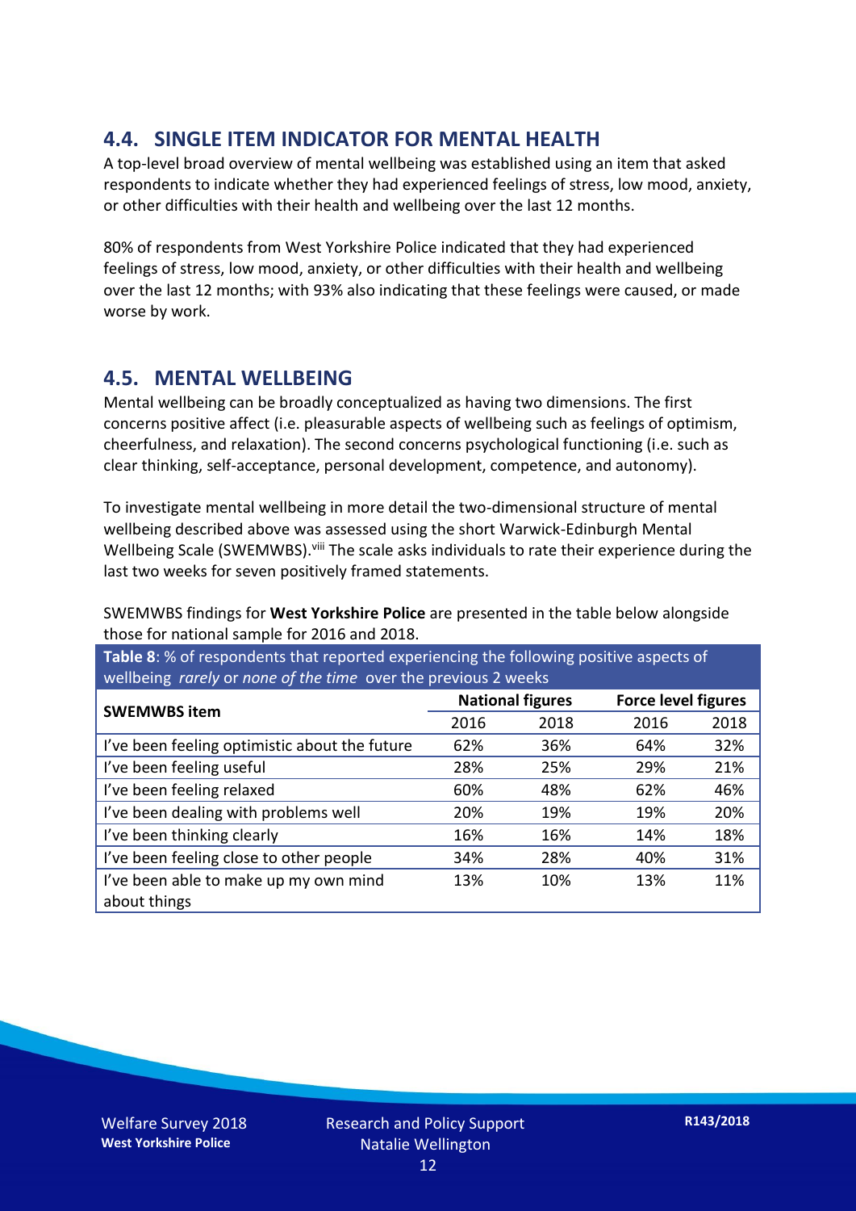## 4.4. SINGLE ITEM INDICATOR FOR MENTAL HEALTH

A top-level broad overview of mental wellbeing was established using an item that asked respondents to indicate whether they had experienced feelings of stress, low mood, anxiety, or other difficulties with their health and wellbeing over the last 12 months.

80% of respondents from West Yorkshire Police indicated that they had experienced feelings of stress, low mood, anxiety, or other difficulties with their health and wellbeing over the last 12 months; with 93% also indicating that these feelings were caused, or made worse by work.

## 4.5. MENTAL WELLBEING

Mental wellbeing can be broadly conceptualized as having two dimensions. The first concerns positive affect (i.e. pleasurable aspects of wellbeing such as feelings of optimism, cheerfulness, and relaxation). The second concerns psychological functioning (i.e. such as clear thinking, self-acceptance, personal development, competence, and autonomy).

To investigate mental wellbeing in more detail the two-dimensional structure of mental wellbeing described above was assessed using the short Warwick-Edinburgh Mental Wellbeing Scale (SWEMWBS).[viii] The scale asks individuals to rate their experience during the last two weeks for seven positively framed statements.

SWEMWBS findings for **West Yorkshire Police** are presented in the table below alongside those for national sample for 2016 and 2018.

**Table 8**: % of respondents that reported experiencing the following positive aspects of wellbeing *rarely* or *none of the time* over the previous 2 weeks

| SWEMWBS item | National figures | | Force level figures | |
|---|---|---|---|---|
| | 2016 | 2018 | 2016 | 2018 |
| I've been feeling optimistic about the future | 62% | 36% | 64% | 32% |
| I've been feeling useful | 28% | 25% | 29% | 21% |
| I've been feeling relaxed | 60% | 48% | 62% | 46% |
| I've been dealing with problems well | 20% | 19% | 19% | 20% |
| I've been thinking clearly | 16% | 16% | 14% | 18% |
| I've been feeling close to other people | 34% | 28% | 40% | 31% |
| I've been able to make up my own mind about things | 13% | 10% | 13% | 11% |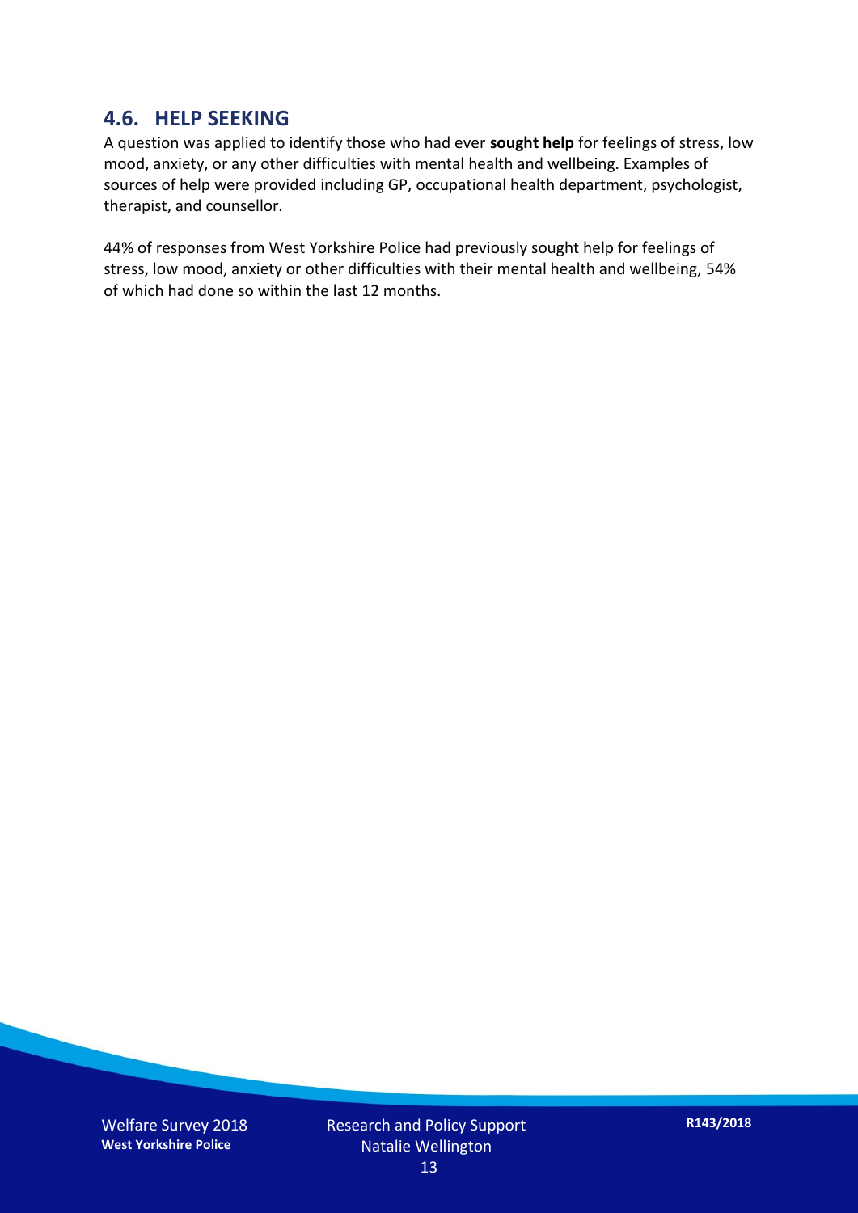## 4.6. HELP SEEKING

A question was applied to identify those who had ever **sought help** for feelings of stress, low mood, anxiety, or any other difficulties with mental health and wellbeing. Examples of sources of help were provided including GP, occupational health department, psychologist, therapist, and counsellor.

44% of responses from West Yorkshire Police had previously sought help for feelings of stress, low mood, anxiety or other difficulties with their mental health and wellbeing, 54% of which had done so within the last 12 months.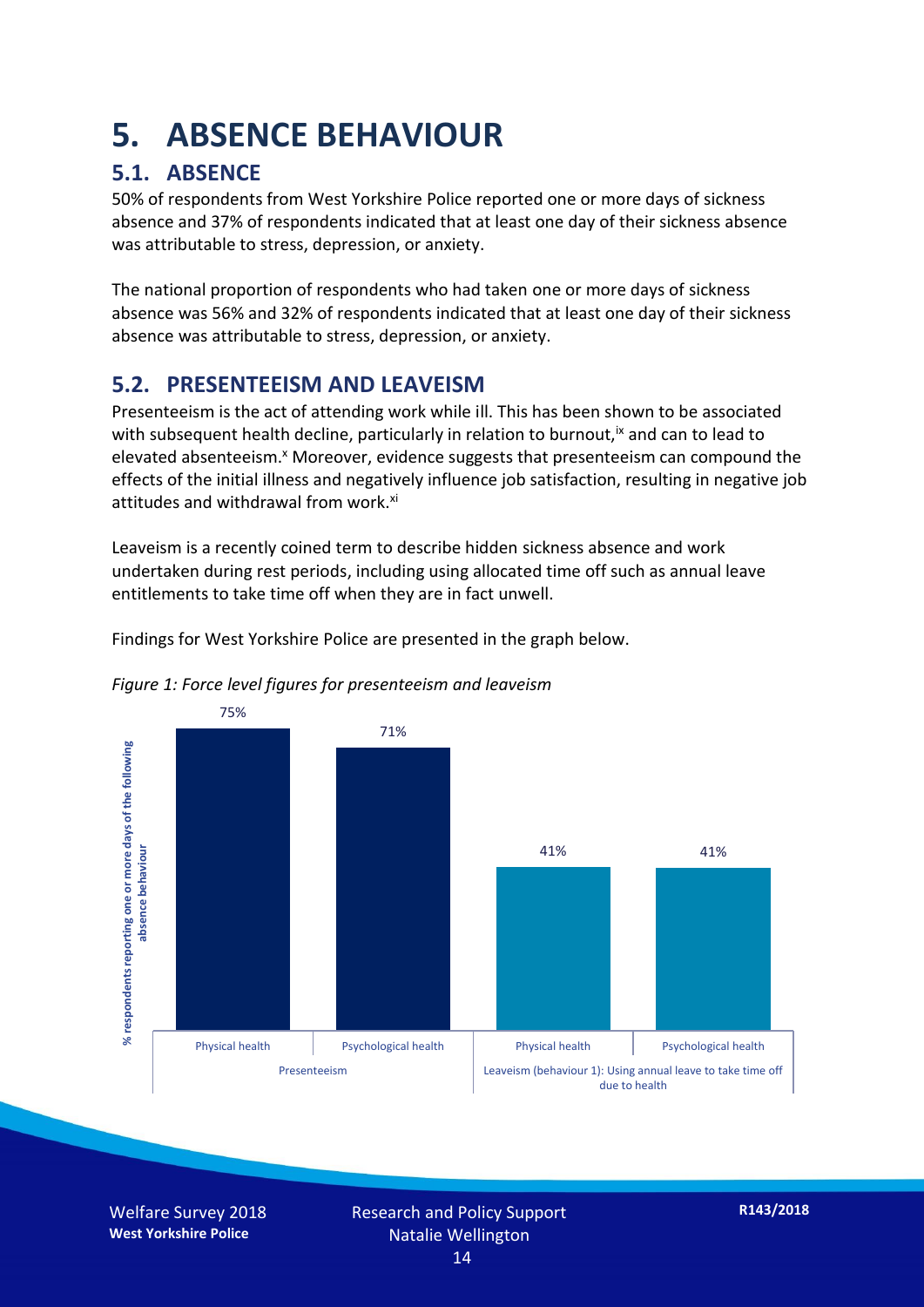# 5. ABSENCE BEHAVIOUR

## 5.1. ABSENCE

50% of respondents from West Yorkshire Police reported one or more days of sickness absence and 37% of respondents indicated that at least one day of their sickness absence was attributable to stress, depression, or anxiety.

The national proportion of respondents who had taken one or more days of sickness absence was 56% and 32% of respondents indicated that at least one day of their sickness absence was attributable to stress, depression, or anxiety.

## 5.2. PRESENTEEISM AND LEAVEISM

Presenteeism is the act of attending work while ill. This has been shown to be associated with subsequent health decline, particularly in relation to burnout,[ix] and can to lead to elevated absenteeism.[x] Moreover, evidence suggests that presenteeism can compound the effects of the initial illness and negatively influence job satisfaction, resulting in negative job attitudes and withdrawal from work.[xi]

Leaveism is a recently coined term to describe hidden sickness absence and work undertaken during rest periods, including using allocated time off such as annual leave entitlements to take time off when they are in fact unwell.

Findings for West Yorkshire Police are presented in the graph below.

*Figure 1: Force level figures for presenteeism and leaveism*

| % respondents reporting one or more days of the following absence behaviour | | |
|---|---|---|
| Presenteeism | Physical health | 75% |
| Presenteeism | Psychological health | 71% |
| Leaveism (behaviour 1): Using annual leave to take time off due to health | Physical health | 41% |
| Leaveism (behaviour 1): Using annual leave to take time off due to health | Psychological health | 41% |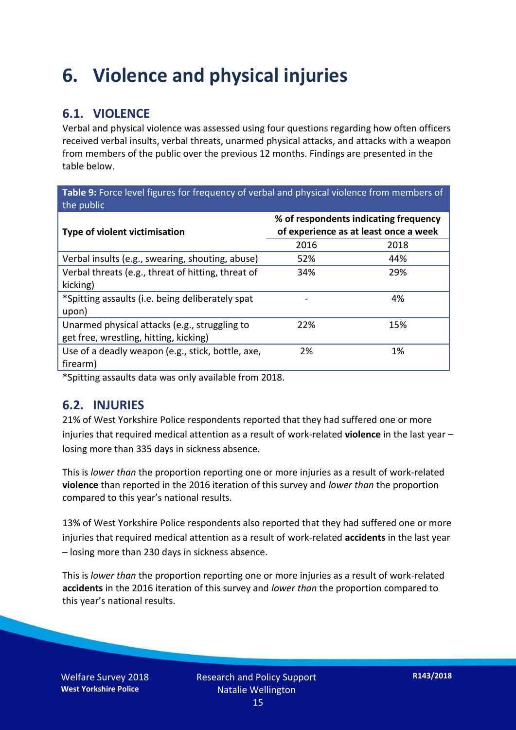# 6. Violence and physical injuries

## 6.1. VIOLENCE

Verbal and physical violence was assessed using four questions regarding how often officers received verbal insults, verbal threats, unarmed physical attacks, and attacks with a weapon from members of the public over the previous 12 months. Findings are presented in the table below.

**Table 9:** Force level figures for frequency of verbal and physical violence from members of the public

| Type of violent victimisation | % of respondents indicating frequency of experience as at least once a week | |
|---|---|---|
| | 2016 | 2018 |
| Verbal insults (e.g., swearing, shouting, abuse) | 52% | 44% |
| Verbal threats (e.g., threat of hitting, threat of kicking) | 34% | 29% |
| *Spitting assaults (i.e. being deliberately spat upon) | - | 4% |
| Unarmed physical attacks (e.g., struggling to get free, wrestling, hitting, kicking) | 22% | 15% |
| Use of a deadly weapon (e.g., stick, bottle, axe, firearm) | 2% | 1% |

*Spitting assaults data was only available from 2018.

## 6.2. INJURIES

21% of West Yorkshire Police respondents reported that they had suffered one or more injuries that required medical attention as a result of work-related **violence** in the last year – losing more than 335 days in sickness absence.

This is *lower than* the proportion reporting one or more injuries as a result of work-related **violence** than reported in the 2016 iteration of this survey and *lower than* the proportion compared to this year's national results.

13% of West Yorkshire Police respondents also reported that they had suffered one or more injuries that required medical attention as a result of work-related **accidents** in the last year – losing more than 230 days in sickness absence.

This is *lower than* the proportion reporting one or more injuries as a result of work-related **accidents** in the 2016 iteration of this survey and *lower than* the proportion compared to this year's national results.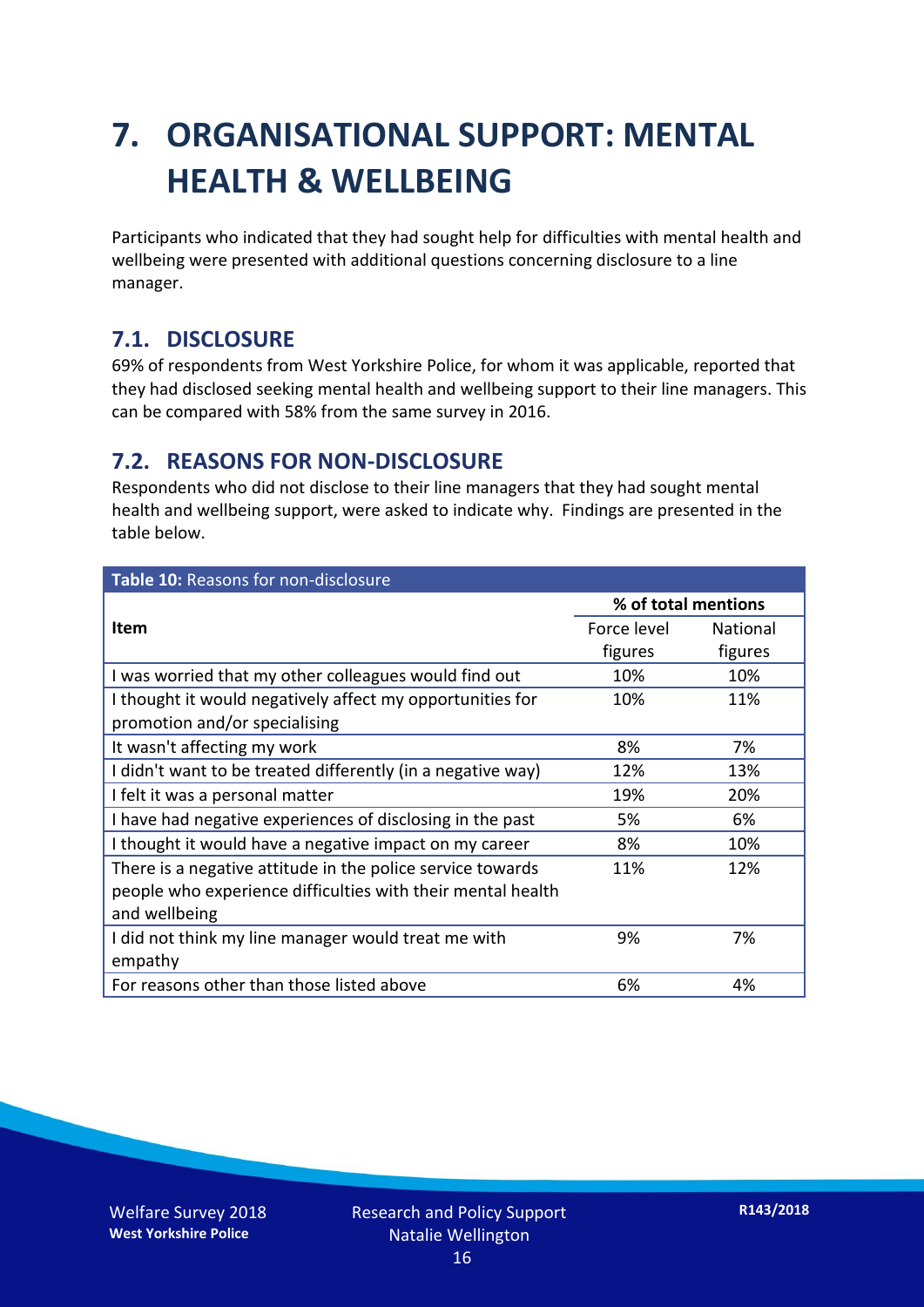# 7. ORGANISATIONAL SUPPORT: MENTAL HEALTH & WELLBEING

Participants who indicated that they had sought help for difficulties with mental health and wellbeing were presented with additional questions concerning disclosure to a line manager.

## 7.1. DISCLOSURE

69% of respondents from West Yorkshire Police, for whom it was applicable, reported that they had disclosed seeking mental health and wellbeing support to their line managers. This can be compared with 58% from the same survey in 2016.

## 7.2. REASONS FOR NON-DISCLOSURE

Respondents who did not disclose to their line managers that they had sought mental health and wellbeing support, were asked to indicate why. Findings are presented in the table below.

**Table 10:** Reasons for non-disclosure

| Item | % of total mentions | |
|---|---|---|
| | Force level figures | National figures |
| I was worried that my other colleagues would find out | 10% | 10% |
| I thought it would negatively affect my opportunities for promotion and/or specialising | 10% | 11% |
| It wasn't affecting my work | 8% | 7% |
| I didn't want to be treated differently (in a negative way) | 12% | 13% |
| I felt it was a personal matter | 19% | 20% |
| I have had negative experiences of disclosing in the past | 5% | 6% |
| I thought it would have a negative impact on my career | 8% | 10% |
| There is a negative attitude in the police service towards people who experience difficulties with their mental health and wellbeing | 11% | 12% |
| I did not think my line manager would treat me with empathy | 9% | 7% |
| For reasons other than those listed above | 6% | 4% |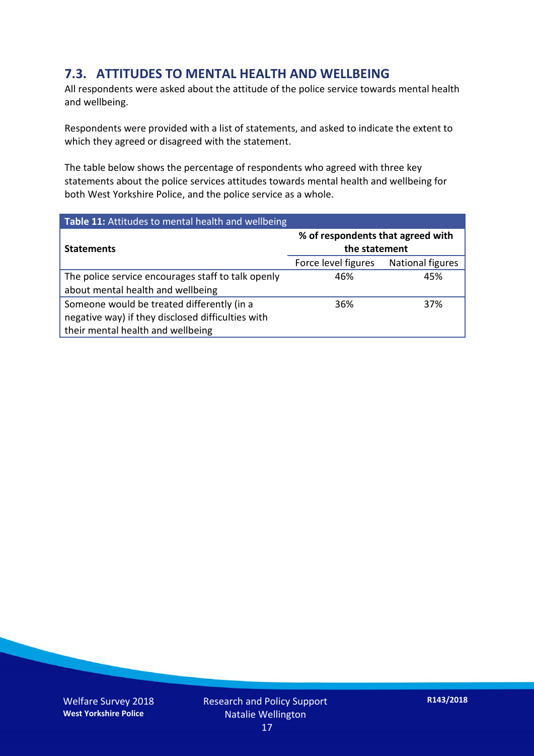## 7.3. ATTITUDES TO MENTAL HEALTH AND WELLBEING

All respondents were asked about the attitude of the police service towards mental health and wellbeing.

Respondents were provided with a list of statements, and asked to indicate the extent to which they agreed or disagreed with the statement.

The table below shows the percentage of respondents who agreed with three key statements about the police services attitudes towards mental health and wellbeing for both West Yorkshire Police, and the police service as a whole.

**Table 11:** Attitudes to mental health and wellbeing

| Statements | % of respondents that agreed with the statement | |
|---|---|---|
| | Force level figures | National figures |
| The police service encourages staff to talk openly about mental health and wellbeing | 46% | 45% |
| Someone would be treated differently (in a negative way) if they disclosed difficulties with their mental health and wellbeing | 36% | 37% |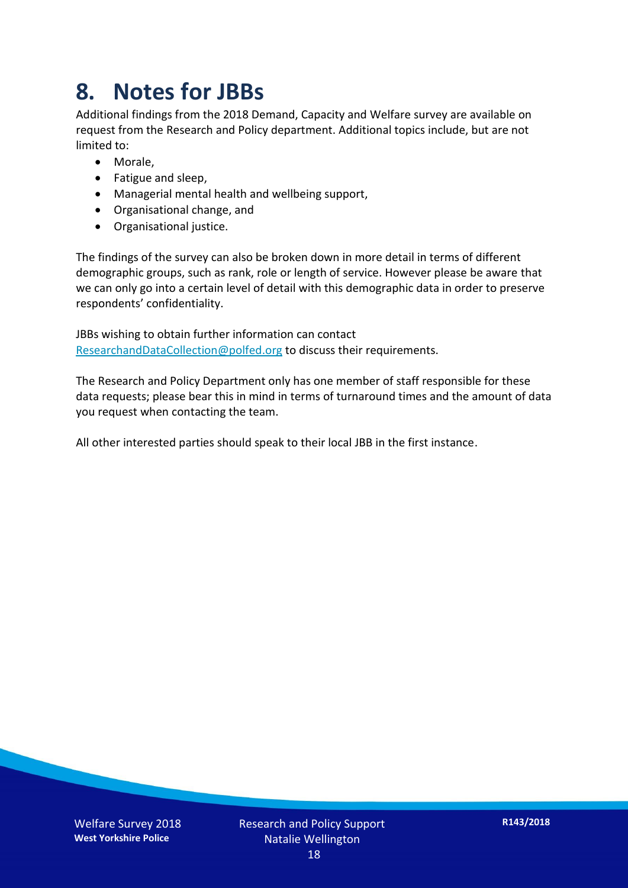# 8. Notes for JBBs

Additional findings from the 2018 Demand, Capacity and Welfare survey are available on request from the Research and Policy department. Additional topics include, but are not limited to:

- Morale,
- Fatigue and sleep,
- Managerial mental health and wellbeing support,
- Organisational change, and
- Organisational justice.

The findings of the survey can also be broken down in more detail in terms of different demographic groups, such as rank, role or length of service. However please be aware that we can only go into a certain level of detail with this demographic data in order to preserve respondents' confidentiality.

JBBs wishing to obtain further information can contact ResearchandDataCollection@polfed.org to discuss their requirements.

The Research and Policy Department only has one member of staff responsible for these data requests; please bear this in mind in terms of turnaround times and the amount of data you request when contacting the team.

All other interested parties should speak to their local JBB in the first instance.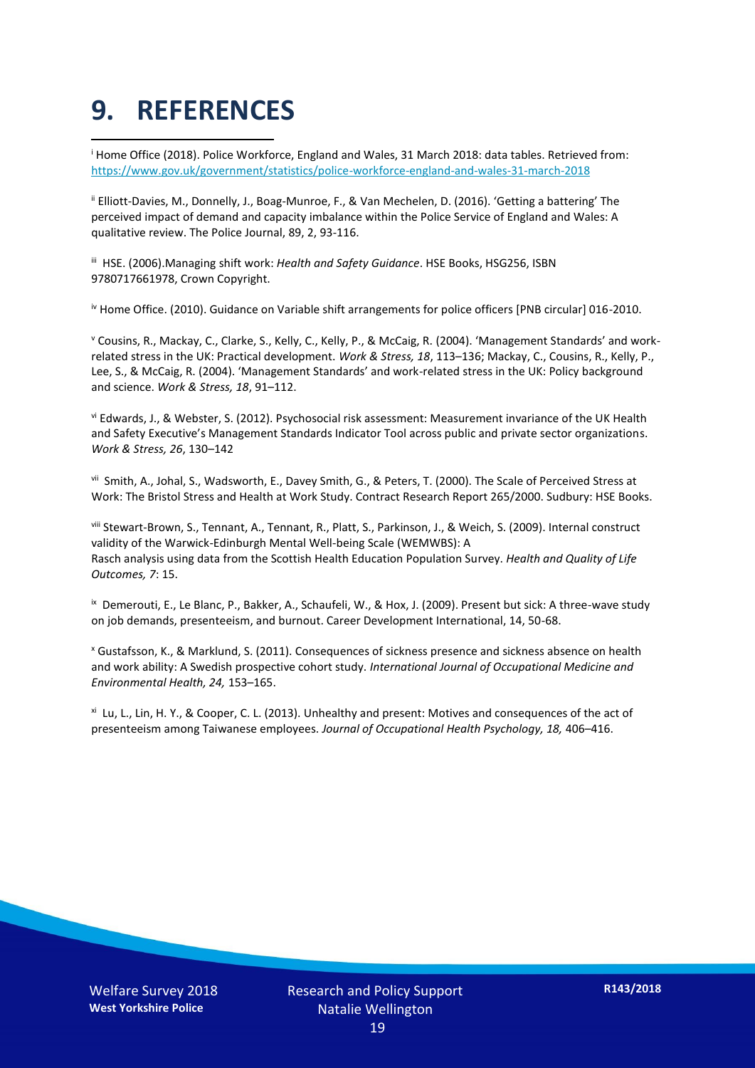# 9. REFERENCES

[i] Home Office (2018). Police Workforce, England and Wales, 31 March 2018: data tables. Retrieved from: https://www.gov.uk/government/statistics/police-workforce-england-and-wales-31-march-2018

[ii] Elliott-Davies, M., Donnelly, J., Boag-Munroe, F., & Van Mechelen, D. (2016). 'Getting a battering' The perceived impact of demand and capacity imbalance within the Police Service of England and Wales: A qualitative review. The Police Journal, 89, 2, 93-116.

[iii] HSE. (2006).Managing shift work: *Health and Safety Guidance*. HSE Books, HSG256, ISBN 9780717661978, Crown Copyright.

[iv] Home Office. (2010). Guidance on Variable shift arrangements for police officers [PNB circular] 016-2010.

[v] Cousins, R., Mackay, C., Clarke, S., Kelly, C., Kelly, P., & McCaig, R. (2004). 'Management Standards' and work-related stress in the UK: Practical development. *Work & Stress, 18*, 113–136; Mackay, C., Cousins, R., Kelly, P., Lee, S., & McCaig, R. (2004). 'Management Standards' and work-related stress in the UK: Policy background and science. *Work & Stress, 18*, 91–112.

[vi] Edwards, J., & Webster, S. (2012). Psychosocial risk assessment: Measurement invariance of the UK Health and Safety Executive's Management Standards Indicator Tool across public and private sector organizations. *Work & Stress, 26*, 130–142

[vii] Smith, A., Johal, S., Wadsworth, E., Davey Smith, G., & Peters, T. (2000). The Scale of Perceived Stress at Work: The Bristol Stress and Health at Work Study. Contract Research Report 265/2000. Sudbury: HSE Books.

[viii] Stewart-Brown, S., Tennant, A., Tennant, R., Platt, S., Parkinson, J., & Weich, S. (2009). Internal construct validity of the Warwick-Edinburgh Mental Well-being Scale (WEMWBS): A Rasch analysis using data from the Scottish Health Education Population Survey. *Health and Quality of Life Outcomes, 7*: 15.

[ix] Demerouti, E., Le Blanc, P., Bakker, A., Schaufeli, W., & Hox, J. (2009). Present but sick: A three-wave study on job demands, presenteeism, and burnout. Career Development International, 14, 50-68.

[x] Gustafsson, K., & Marklund, S. (2011). Consequences of sickness presence and sickness absence on health and work ability: A Swedish prospective cohort study. *International Journal of Occupational Medicine and Environmental Health, 24,* 153–165.

[xi] Lu, L., Lin, H. Y., & Cooper, C. L. (2013). Unhealthy and present: Motives and consequences of the act of presenteeism among Taiwanese employees. *Journal of Occupational Health Psychology, 18,* 406–416.